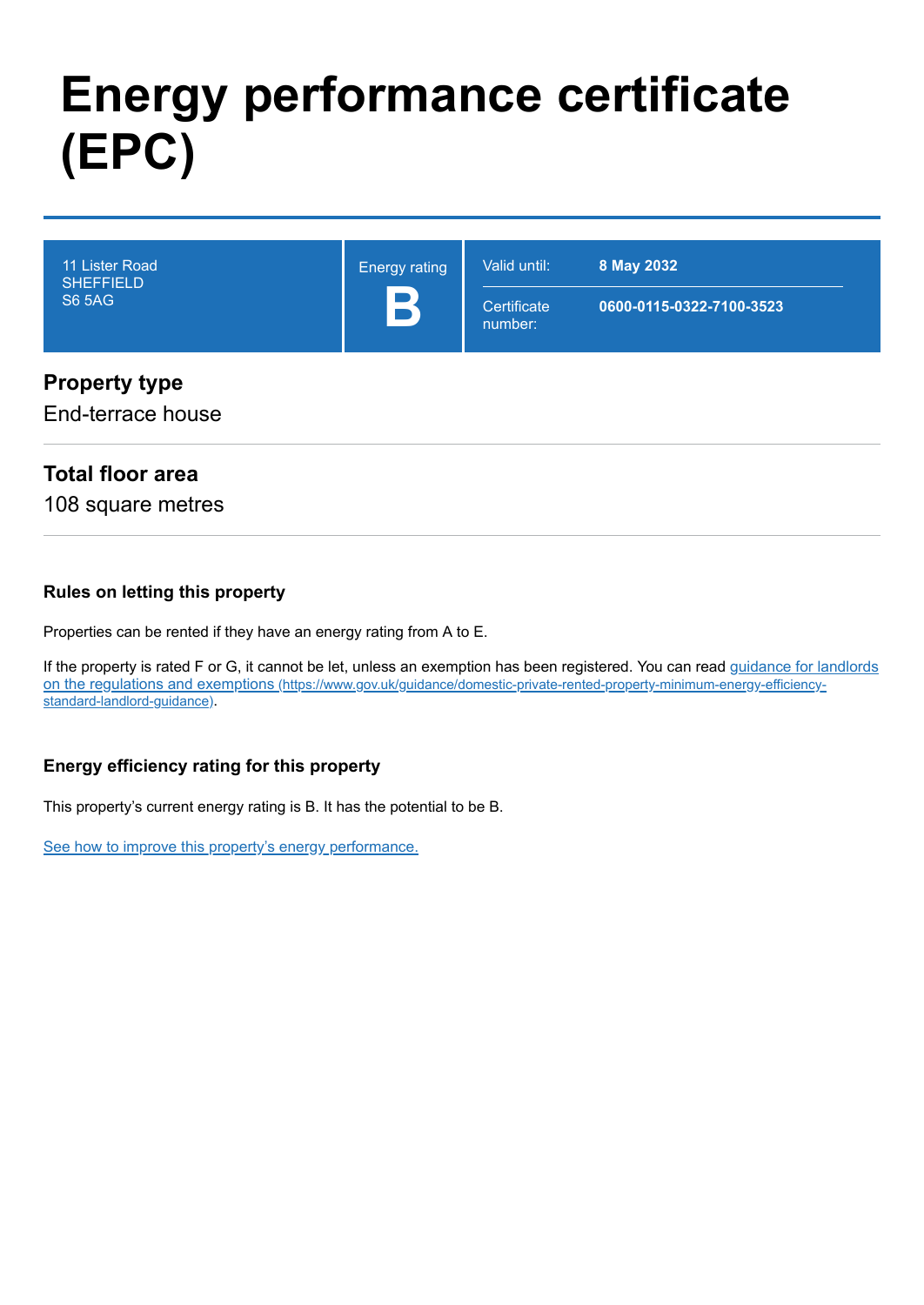# Energy performance certificate (EPC)

| 11 Lister Road<br>SHEFFIELD<br>S6 5AG | Energy rating<br>**B** | Valid until: | **8 May 2032** |
|---|---|---|---|
| | | Certificate number: | **0600-0115-0322-7100-3523** |

## Property type

End-terrace house

## Total floor area

108 square metres

### Rules on letting this property

Properties can be rented if they have an energy rating from A to E.

If the property is rated F or G, it cannot be let, unless an exemption has been registered. You can read [guidance for landlords on the regulations and exemptions (https://www.gov.uk/guidance/domestic-private-rented-property-minimum-energy-efficiency-standard-landlord-guidance)](https://www.gov.uk/guidance/domestic-private-rented-property-minimum-energy-efficiency-standard-landlord-guidance).

### Energy efficiency rating for this property

This property's current energy rating is B. It has the potential to be B.

See how to improve this property's energy performance.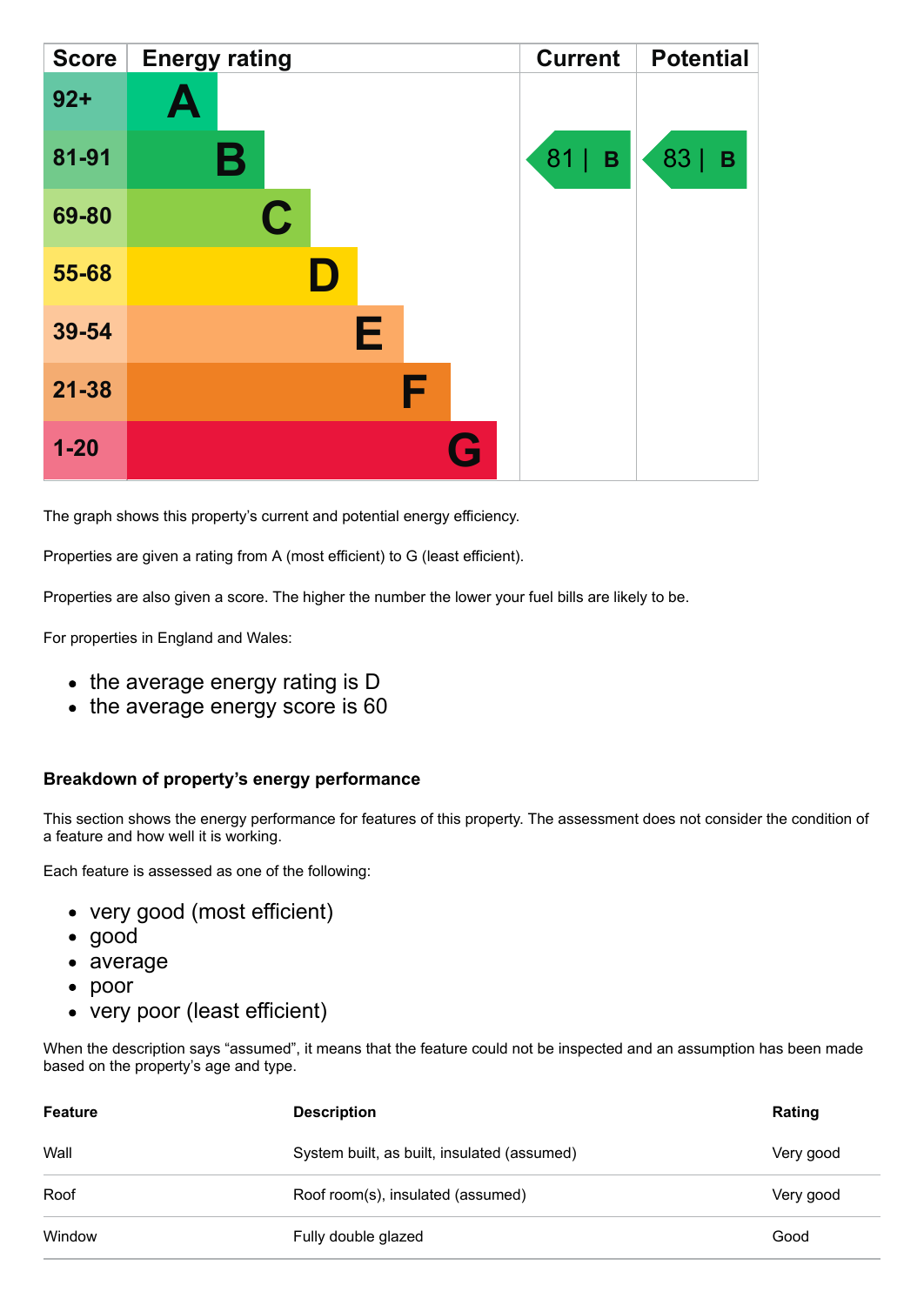| Score | Energy rating | Current | Potential |
|---|---|---|---|
| 92+ | A | | |
| 81-91 | B | 81 \| B | 83 \| B |
| 69-80 | C | | |
| 55-68 | D | | |
| 39-54 | E | | |
| 21-38 | F | | |
| 1-20 | G | | |

The graph shows this property's current and potential energy efficiency.

Properties are given a rating from A (most efficient) to G (least efficient).

Properties are also given a score. The higher the number the lower your fuel bills are likely to be.

For properties in England and Wales:

- the average energy rating is D
- the average energy score is 60

### Breakdown of property's energy performance

This section shows the energy performance for features of this property. The assessment does not consider the condition of a feature and how well it is working.

Each feature is assessed as one of the following:

- very good (most efficient)
- good
- average
- poor
- very poor (least efficient)

When the description says "assumed", it means that the feature could not be inspected and an assumption has been made based on the property's age and type.

| Feature | Description | Rating |
|---|---|---|
| Wall | System built, as built, insulated (assumed) | Very good |
| Roof | Roof room(s), insulated (assumed) | Very good |
| Window | Fully double glazed | Good |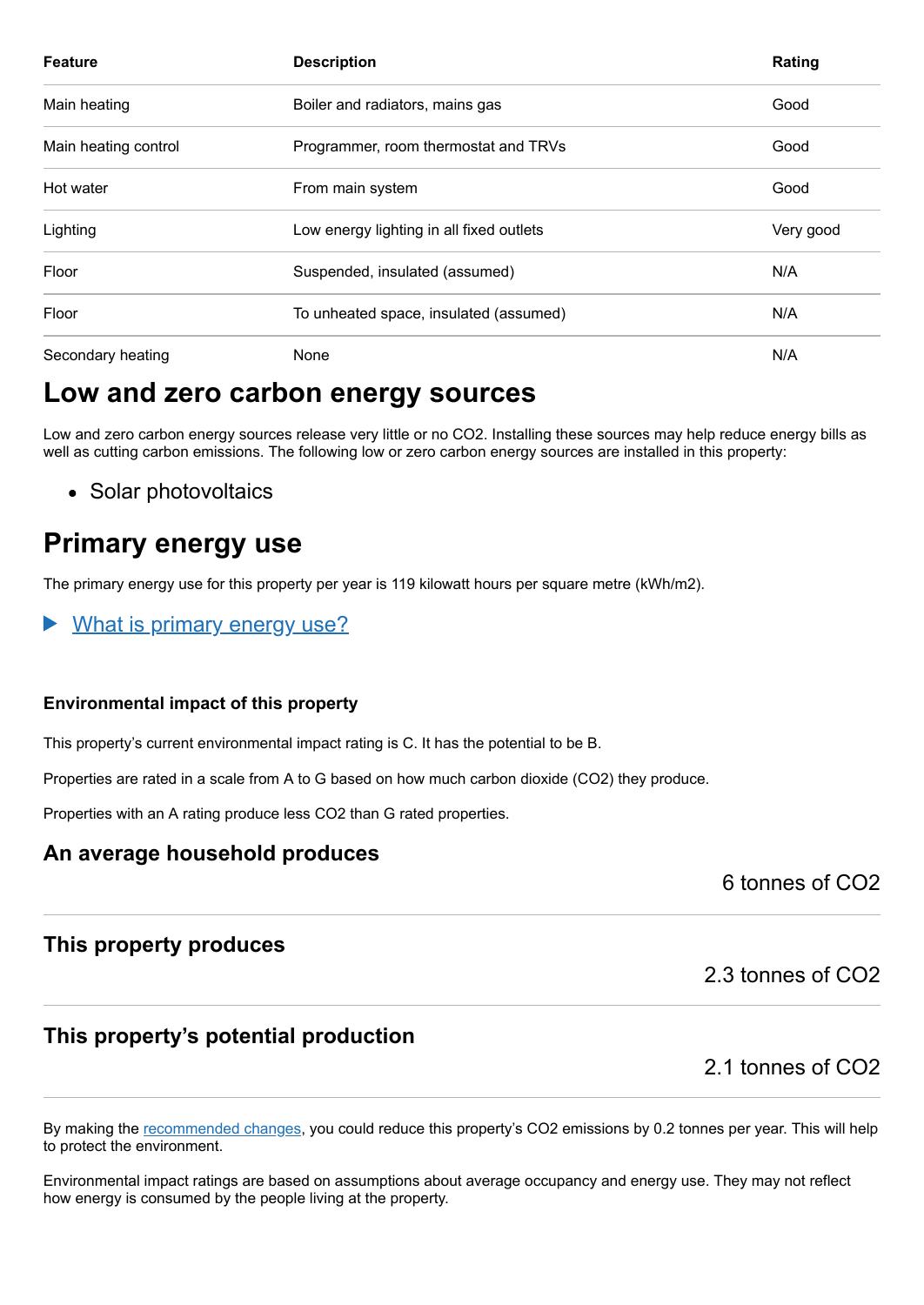| Feature | Description | Rating |
|---|---|---|
| Main heating | Boiler and radiators, mains gas | Good |
| Main heating control | Programmer, room thermostat and TRVs | Good |
| Hot water | From main system | Good |
| Lighting | Low energy lighting in all fixed outlets | Very good |
| Floor | Suspended, insulated (assumed) | N/A |
| Floor | To unheated space, insulated (assumed) | N/A |
| Secondary heating | None | N/A |

## Low and zero carbon energy sources

Low and zero carbon energy sources release very little or no CO2. Installing these sources may help reduce energy bills as well as cutting carbon emissions. The following low or zero carbon energy sources are installed in this property:

- Solar photovoltaics

## Primary energy use

The primary energy use for this property per year is 119 kilowatt hours per square metre (kWh/m2).

▶ What is primary energy use?

### Environmental impact of this property

This property's current environmental impact rating is C. It has the potential to be B.

Properties are rated in a scale from A to G based on how much carbon dioxide (CO2) they produce.

Properties with an A rating produce less CO2 than G rated properties.

### An average household produces

6 tonnes of CO2

### This property produces

2.3 tonnes of CO2

### This property's potential production

2.1 tonnes of CO2

By making the recommended changes, you could reduce this property's CO2 emissions by 0.2 tonnes per year. This will help to protect the environment.

Environmental impact ratings are based on assumptions about average occupancy and energy use. They may not reflect how energy is consumed by the people living at the property.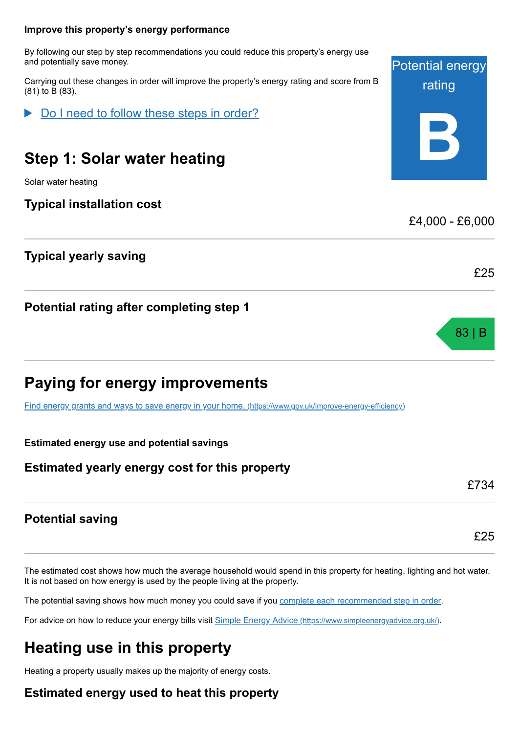**Improve this property's energy performance**

By following our step by step recommendations you could reduce this property's energy use and potentially save money.

Carrying out these changes in order will improve the property's energy rating and score from B (81) to B (83).

Potential energy rating

**B**

▶ Do I need to follow these steps in order?

## Step 1: Solar water heating

Solar water heating

### Typical installation cost

£4,000 - £6,000

### Typical yearly saving

£25

### Potential rating after completing step 1

83 | B

## Paying for energy improvements

[Find energy grants and ways to save energy in your home. (https://www.gov.uk/improve-energy-efficiency)](https://www.gov.uk/improve-energy-efficiency)

**Estimated energy use and potential savings**

### Estimated yearly energy cost for this property

£734

### Potential saving

£25

The estimated cost shows how much the average household would spend in this property for heating, lighting and hot water. It is not based on how energy is used by the people living at the property.

The potential saving shows how much money you could save if you complete each recommended step in order.

For advice on how to reduce your energy bills visit [Simple Energy Advice (https://www.simpleenergyadvice.org.uk/)](https://www.simpleenergyadvice.org.uk/).

## Heating use in this property

Heating a property usually makes up the majority of energy costs.

### Estimated energy used to heat this property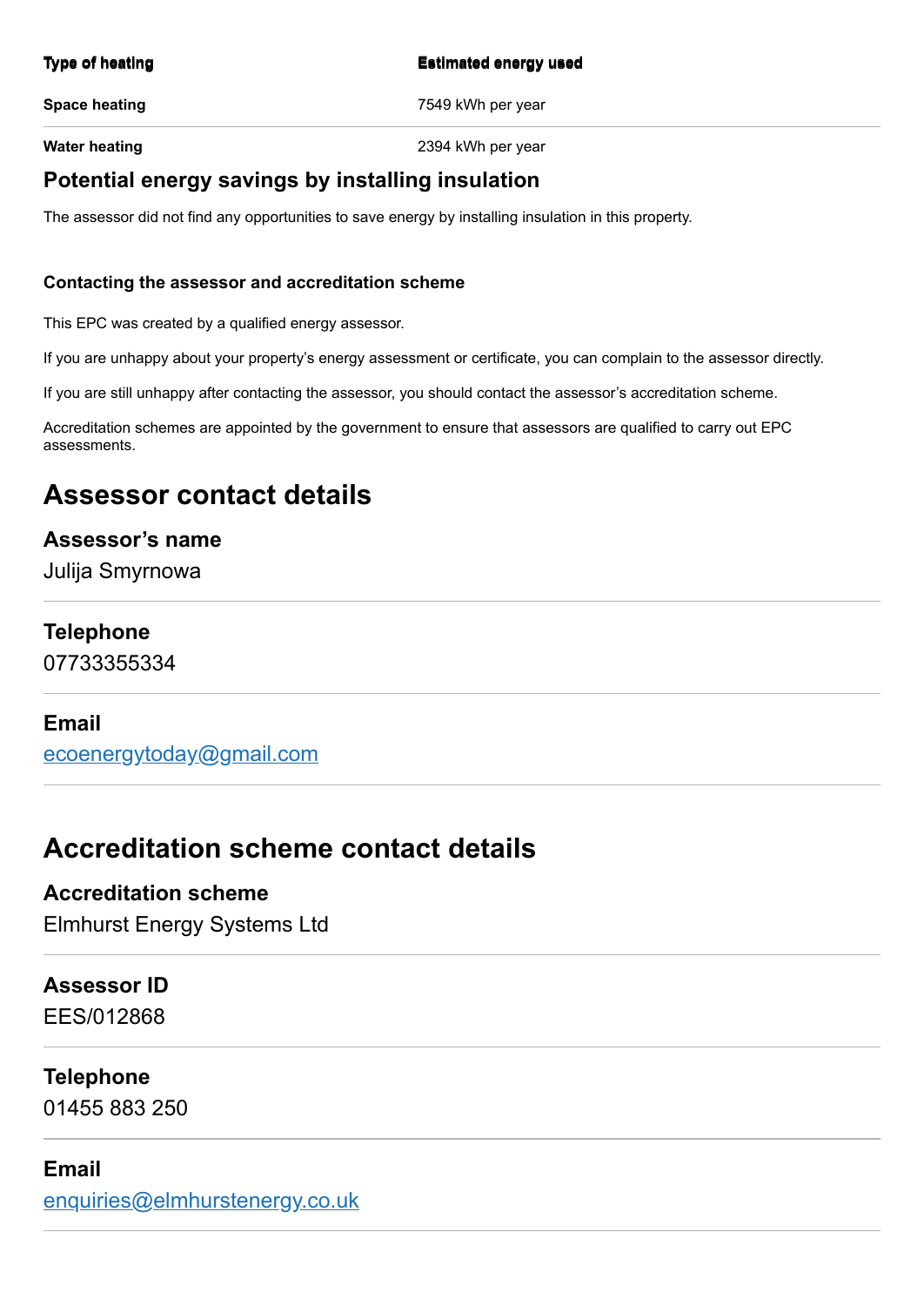| Type of heating | Estimated energy used |
| --- | --- |
| Space heating | 7549 kWh per year |
| Water heating | 2394 kWh per year |

### Potential energy savings by installing insulation

The assessor did not find any opportunities to save energy by installing insulation in this property.

#### Contacting the assessor and accreditation scheme

This EPC was created by a qualified energy assessor.

If you are unhappy about your property's energy assessment or certificate, you can complain to the assessor directly.

If you are still unhappy after contacting the assessor, you should contact the assessor's accreditation scheme.

Accreditation schemes are appointed by the government to ensure that assessors are qualified to carry out EPC assessments.

## Assessor contact details

### Assessor's name

Julija Smyrnowa

### Telephone

07733355334

### Email

ecoenergytoday@gmail.com

## Accreditation scheme contact details

### Accreditation scheme

Elmhurst Energy Systems Ltd

### Assessor ID

EES/012868

### Telephone

01455 883 250

### Email

enquiries@elmhurstenergy.co.uk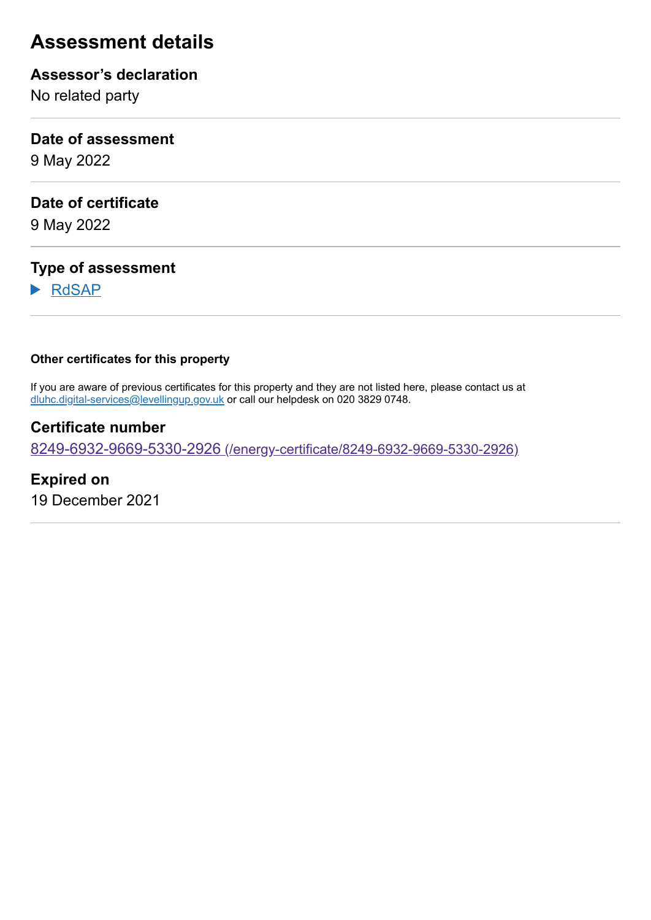## Assessment details

### Assessor's declaration

No related party

### Date of assessment

9 May 2022

### Date of certificate

9 May 2022

### Type of assessment

▶ RdSAP

#### Other certificates for this property

If you are aware of previous certificates for this property and they are not listed here, please contact us at dluhc.digital-services@levellingup.gov.uk or call our helpdesk on 020 3829 0748.

### Certificate number

8249-6932-9669-5330-2926 (/energy-certificate/8249-6932-9669-5330-2926)

### Expired on

19 December 2021